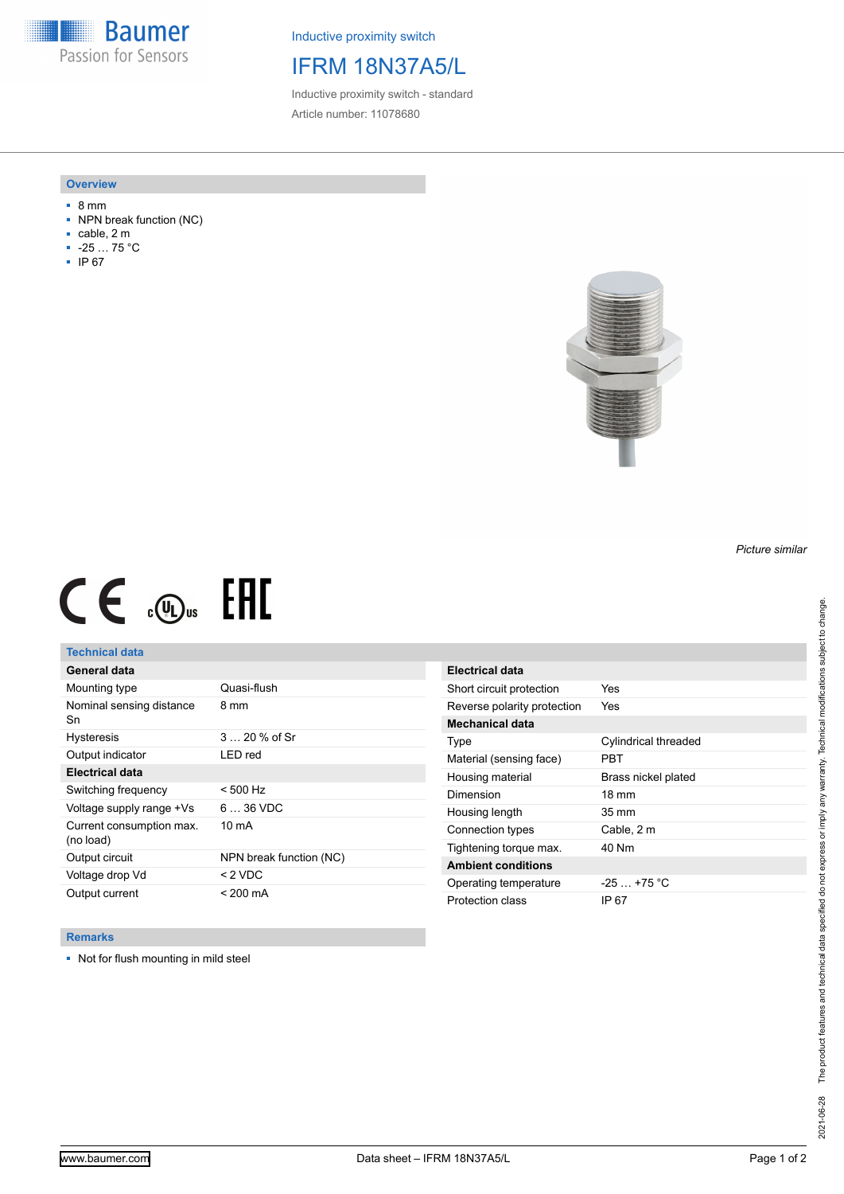Baumer
Passion for Sensors

Inductive proximity switch

# IFRM 18N37A5/L

Inductive proximity switch - standard

Article number: 11078680

## Overview

- 8 mm
- NPN break function (NC)
- cable, 2 m
- -25 … 75 °C
- IP 67

*Picture similar*

## Technical data

| General data | |
|---|---|
| Mounting type | Quasi-flush |
| Nominal sensing distance Sn | 8 mm |
| Hysteresis | 3 … 20 % of Sr |
| Output indicator | LED red |
| **Electrical data** | |
| Switching frequency | < 500 Hz |
| Voltage supply range +Vs | 6 … 36 VDC |
| Current consumption max. (no load) | 10 mA |
| Output circuit | NPN break function (NC) |
| Voltage drop Vd | < 2 VDC |
| Output current | < 200 mA |

| Electrical data | |
|---|---|
| Short circuit protection | Yes |
| Reverse polarity protection | Yes |
| **Mechanical data** | |
| Type | Cylindrical threaded |
| Material (sensing face) | PBT |
| Housing material | Brass nickel plated |
| Dimension | 18 mm |
| Housing length | 35 mm |
| Connection types | Cable, 2 m |
| Tightening torque max. | 40 Nm |
| **Ambient conditions** | |
| Operating temperature | -25 … +75 °C |
| Protection class | IP 67 |

## Remarks

- Not for flush mounting in mild steel

2021-06-28 The product features and technical data specified do not express or imply any warranty. Technical modifications subject to change.

www.baumer.com Data sheet – IFRM 18N37A5/L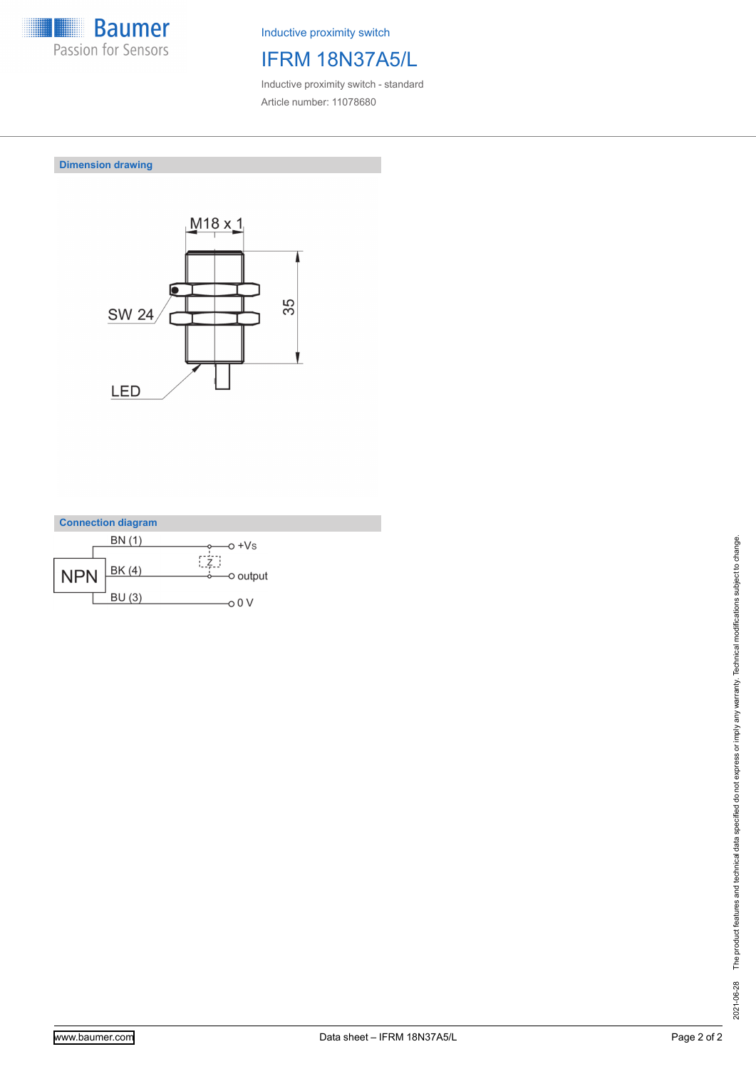Inductive proximity switch

# IFRM 18N37A5/L

Inductive proximity switch - standard

Article number: 11078680

## Dimension drawing

M18 x 1

SW 24

35

LED

## Connection diagram

NPN

BN (1)

BK (4)

BU (3)

+Vs

Z

output

0 V

The product features and technical data specified do not express or imply any warranty. Technical modifications subject to change.

2021-06-28

www.baumer.com

Data sheet – IFRM 18N37A5/L